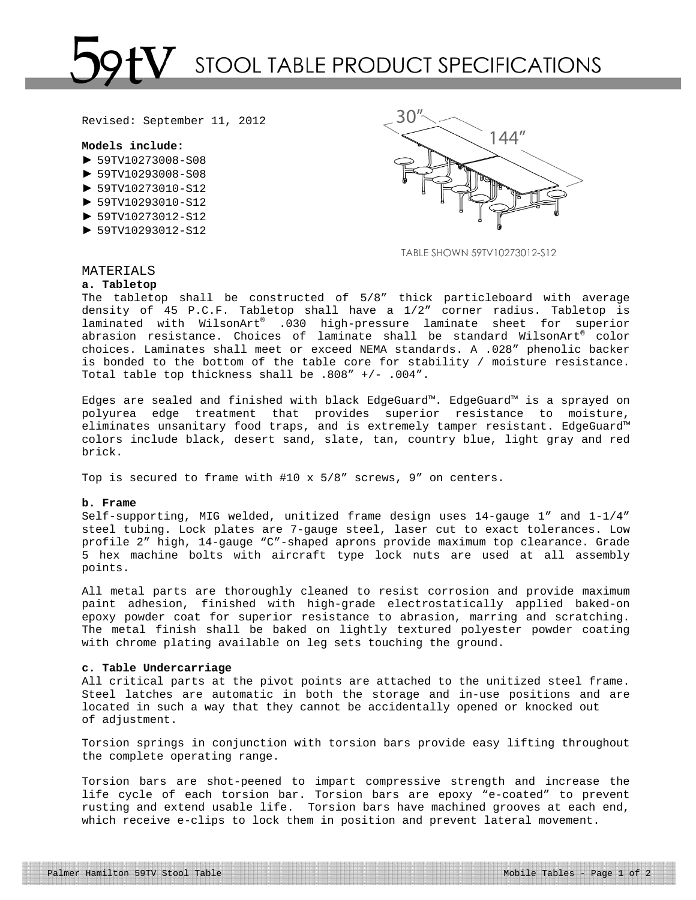# 59tV STOOL TABLE PRODUCT SPECIFICATIONS

Revised: September 11, 2012

**Models include:**

- ► 59TV10273008-S08
- ► 59TV10293008-S08
- ► 59TV10273010-S12
- ► 59TV10293010-S12
- ► 59TV10273012-S12
- ► 59TV10293012-S12

30" 144"

TABLE SHOWN 59TV10273012-S12

## MATERIALS

**a. Tabletop**

The tabletop shall be constructed of 5/8" thick particleboard with average density of 45 P.C.F. Tabletop shall have a 1/2" corner radius. Tabletop is laminated with WilsonArt® .030 high-pressure laminate sheet for superior abrasion resistance. Choices of laminate shall be standard WilsonArt® color choices. Laminates shall meet or exceed NEMA standards. A .028" phenolic backer is bonded to the bottom of the table core for stability / moisture resistance. Total table top thickness shall be .808" +/- .004".

Edges are sealed and finished with black EdgeGuard™. EdgeGuard™ is a sprayed on polyurea edge treatment that provides superior resistance to moisture, eliminates unsanitary food traps, and is extremely tamper resistant. EdgeGuard™ colors include black, desert sand, slate, tan, country blue, light gray and red brick.

Top is secured to frame with #10 x 5/8" screws, 9" on centers.

**b. Frame**

Self-supporting, MIG welded, unitized frame design uses 14-gauge 1" and 1-1/4" steel tubing. Lock plates are 7-gauge steel, laser cut to exact tolerances. Low profile 2" high, 14-gauge "C"-shaped aprons provide maximum top clearance. Grade 5 hex machine bolts with aircraft type lock nuts are used at all assembly points.

All metal parts are thoroughly cleaned to resist corrosion and provide maximum paint adhesion, finished with high-grade electrostatically applied baked-on epoxy powder coat for superior resistance to abrasion, marring and scratching. The metal finish shall be baked on lightly textured polyester powder coating with chrome plating available on leg sets touching the ground.

**c. Table Undercarriage**

All critical parts at the pivot points are attached to the unitized steel frame. Steel latches are automatic in both the storage and in-use positions and are located in such a way that they cannot be accidentally opened or knocked out of adjustment.

Torsion springs in conjunction with torsion bars provide easy lifting throughout the complete operating range.

Torsion bars are shot-peened to impart compressive strength and increase the life cycle of each torsion bar. Torsion bars are epoxy "e-coated" to prevent rusting and extend usable life. Torsion bars have machined grooves at each end, which receive e-clips to lock them in position and prevent lateral movement.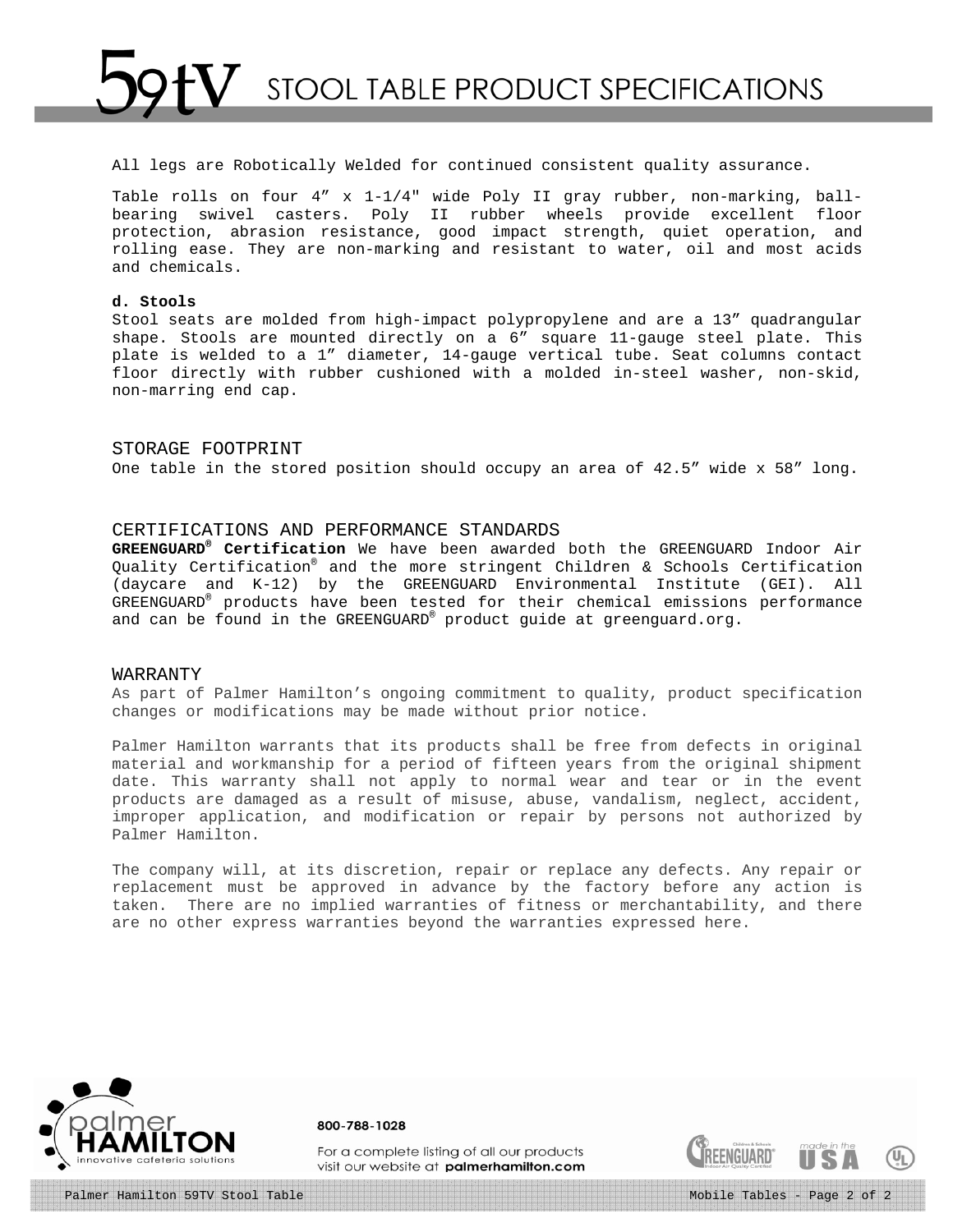# 59tV STOOL TABLE PRODUCT SPECIFICATIONS

All legs are Robotically Welded for continued consistent quality assurance.

Table rolls on four 4” x 1-1/4" wide Poly II gray rubber, non-marking, ball-bearing swivel casters. Poly II rubber wheels provide excellent floor protection, abrasion resistance, good impact strength, quiet operation, and rolling ease. They are non-marking and resistant to water, oil and most acids and chemicals.

**d. Stools**

Stool seats are molded from high-impact polypropylene and are a 13” quadrangular shape. Stools are mounted directly on a 6” square 11-gauge steel plate. This plate is welded to a 1” diameter, 14-gauge vertical tube. Seat columns contact floor directly with rubber cushioned with a molded in-steel washer, non-skid, non-marring end cap.

## STORAGE FOOTPRINT

One table in the stored position should occupy an area of 42.5” wide x 58” long.

## CERTIFICATIONS AND PERFORMANCE STANDARDS

**GREENGUARD® Certification** We have been awarded both the GREENGUARD Indoor Air Quality Certification® and the more stringent Children & Schools Certification (daycare and K-12) by the GREENGUARD Environmental Institute (GEI). All GREENGUARD® products have been tested for their chemical emissions performance and can be found in the GREENGUARD® product guide at greenguard.org.

## WARRANTY

As part of Palmer Hamilton’s ongoing commitment to quality, product specification changes or modifications may be made without prior notice.

Palmer Hamilton warrants that its products shall be free from defects in original material and workmanship for a period of fifteen years from the original shipment date. This warranty shall not apply to normal wear and tear or in the event products are damaged as a result of misuse, abuse, vandalism, neglect, accident, improper application, and modification or repair by persons not authorized by Palmer Hamilton.

The company will, at its discretion, repair or replace any defects. Any repair or replacement must be approved in advance by the factory before any action is taken. There are no implied warranties of fitness or merchantability, and there are no other express warranties beyond the warranties expressed here.

palmer HAMILTON innovative cafeteria solutions

800-788-1028

For a complete listing of all our products visit our website at **palmerhamilton.com**